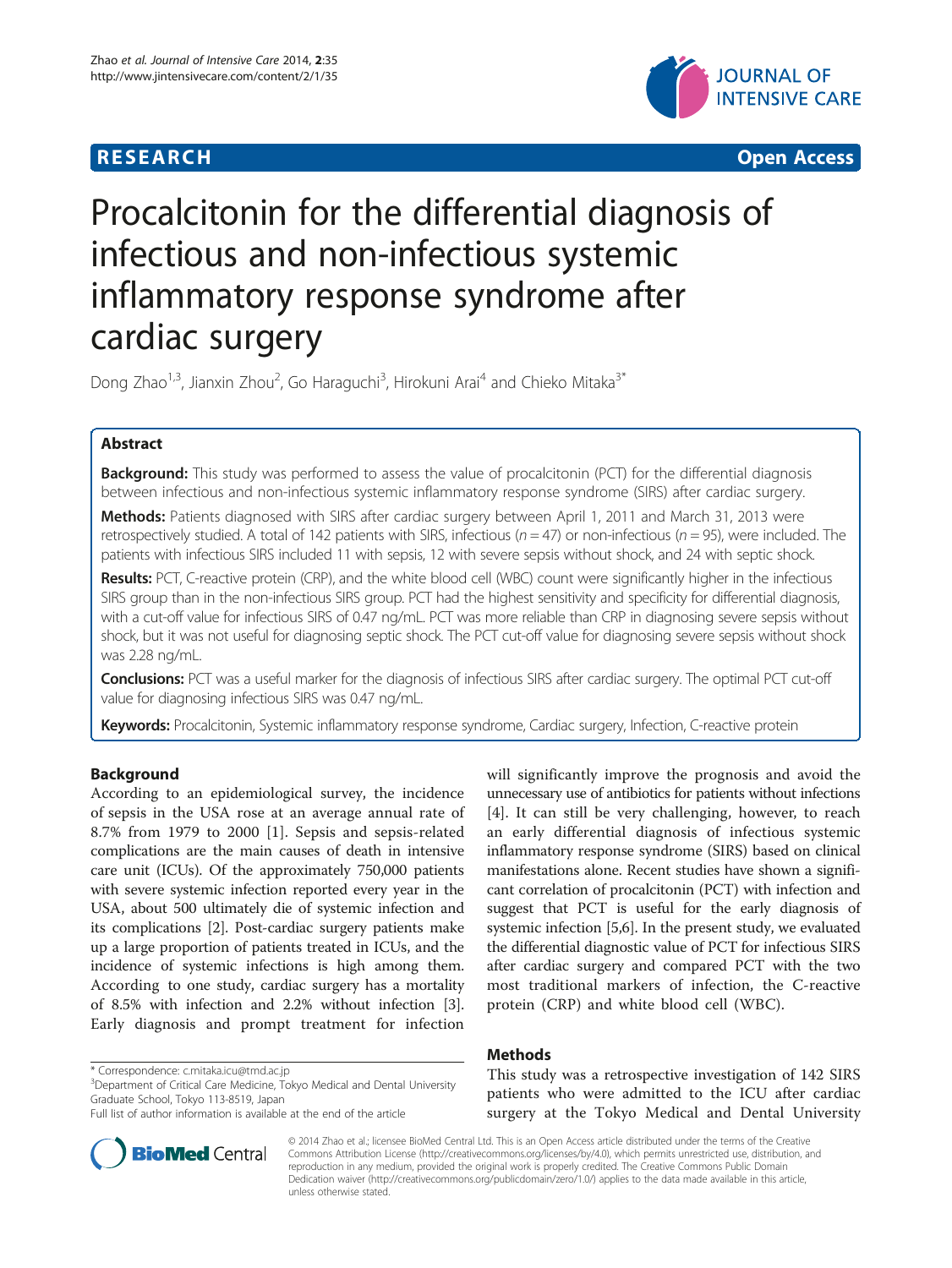**RESEARCH** **Open Access**

# Procalcitonin for the differential diagnosis of infectious and non-infectious systemic inflammatory response syndrome after cardiac surgery

Dong Zhao[1,3], Jianxin Zhou[2], Go Haraguchi[3], Hirokuni Arai[4] and Chieko Mitaka[3*]

## Abstract

**Background:** This study was performed to assess the value of procalcitonin (PCT) for the differential diagnosis between infectious and non-infectious systemic inflammatory response syndrome (SIRS) after cardiac surgery.

**Methods:** Patients diagnosed with SIRS after cardiac surgery between April 1, 2011 and March 31, 2013 were retrospectively studied. A total of 142 patients with SIRS, infectious ($n = 47$) or non-infectious ($n = 95$), were included. The patients with infectious SIRS included 11 with sepsis, 12 with severe sepsis without shock, and 24 with septic shock.

**Results:** PCT, C-reactive protein (CRP), and the white blood cell (WBC) count were significantly higher in the infectious SIRS group than in the non-infectious SIRS group. PCT had the highest sensitivity and specificity for differential diagnosis, with a cut-off value for infectious SIRS of 0.47 ng/mL. PCT was more reliable than CRP in diagnosing severe sepsis without shock, but it was not useful for diagnosing septic shock. The PCT cut-off value for diagnosing severe sepsis without shock was 2.28 ng/mL.

**Conclusions:** PCT was a useful marker for the diagnosis of infectious SIRS after cardiac surgery. The optimal PCT cut-off value for diagnosing infectious SIRS was 0.47 ng/mL.

**Keywords:** Procalcitonin, Systemic inflammatory response syndrome, Cardiac surgery, Infection, C-reactive protein

## Background

According to an epidemiological survey, the incidence of sepsis in the USA rose at an average annual rate of 8.7% from 1979 to 2000 [1]. Sepsis and sepsis-related complications are the main causes of death in intensive care unit (ICUs). Of the approximately 750,000 patients with severe systemic infection reported every year in the USA, about 500 ultimately die of systemic infection and its complications [2]. Post-cardiac surgery patients make up a large proportion of patients treated in ICUs, and the incidence of systemic infections is high among them. According to one study, cardiac surgery has a mortality of 8.5% with infection and 2.2% without infection [3]. Early diagnosis and prompt treatment for infection will significantly improve the prognosis and avoid the unnecessary use of antibiotics for patients without infections [4]. It can still be very challenging, however, to reach an early differential diagnosis of infectious systemic inflammatory response syndrome (SIRS) based on clinical manifestations alone. Recent studies have shown a significant correlation of procalcitonin (PCT) with infection and suggest that PCT is useful for the early diagnosis of systemic infection [5,6]. In the present study, we evaluated the differential diagnostic value of PCT for infectious SIRS after cardiac surgery and compared PCT with the two most traditional markers of infection, the C-reactive protein (CRP) and white blood cell (WBC).

## Methods

This study was a retrospective investigation of 142 SIRS patients who were admitted to the ICU after cardiac surgery at the Tokyo Medical and Dental University

\* Correspondence: c.mitaka.icu@tmd.ac.jp
[3]Department of Critical Care Medicine, Tokyo Medical and Dental University Graduate School, Tokyo 113-8519, Japan
Full list of author information is available at the end of the article

© 2014 Zhao et al.; licensee BioMed Central Ltd. This is an Open Access article distributed under the terms of the Creative Commons Attribution License (http://creativecommons.org/licenses/by/4.0), which permits unrestricted use, distribution, and reproduction in any medium, provided the original work is properly credited. The Creative Commons Public Domain Dedication waiver (http://creativecommons.org/publicdomain/zero/1.0/) applies to the data made available in this article, unless otherwise stated.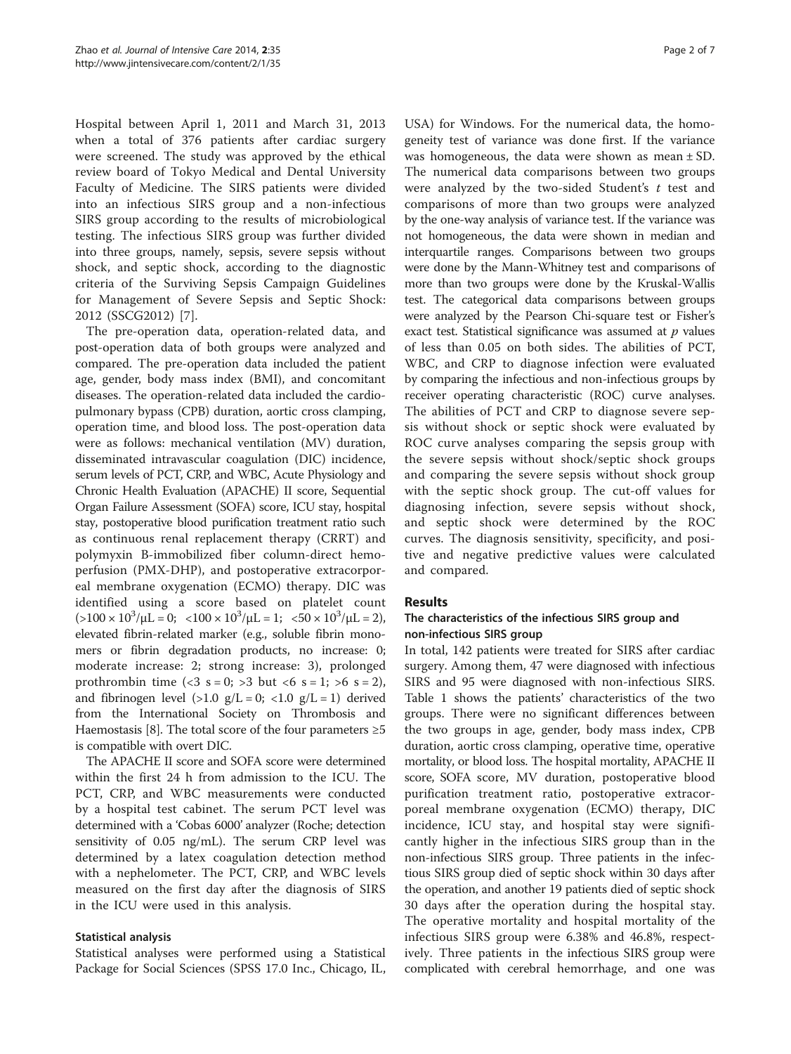Hospital between April 1, 2011 and March 31, 2013 when a total of 376 patients after cardiac surgery were screened. The study was approved by the ethical review board of Tokyo Medical and Dental University Faculty of Medicine. The SIRS patients were divided into an infectious SIRS group and a non-infectious SIRS group according to the results of microbiological testing. The infectious SIRS group was further divided into three groups, namely, sepsis, severe sepsis without shock, and septic shock, according to the diagnostic criteria of the Surviving Sepsis Campaign Guidelines for Management of Severe Sepsis and Septic Shock: 2012 (SSCG2012) [7].

The pre-operation data, operation-related data, and post-operation data of both groups were analyzed and compared. The pre-operation data included the patient age, gender, body mass index (BMI), and concomitant diseases. The operation-related data included the cardiopulmonary bypass (CPB) duration, aortic cross clamping, operation time, and blood loss. The post-operation data were as follows: mechanical ventilation (MV) duration, disseminated intravascular coagulation (DIC) incidence, serum levels of PCT, CRP, and WBC, Acute Physiology and Chronic Health Evaluation (APACHE) II score, Sequential Organ Failure Assessment (SOFA) score, ICU stay, hospital stay, postoperative blood purification treatment ratio such as continuous renal replacement therapy (CRRT) and polymyxin B-immobilized fiber column-direct hemoperfusion (PMX-DHP), and postoperative extracorporeal membrane oxygenation (ECMO) therapy. DIC was identified using a score based on platelet count ($>100 \times 10^3/\mu L = 0$; $<100 \times 10^3/\mu L = 1$; $<50 \times 10^3/\mu L = 2$), elevated fibrin-related marker (e.g., soluble fibrin monomers or fibrin degradation products, no increase: 0; moderate increase: 2; strong increase: 3), prolonged prothrombin time ($<3$ s = 0; $>3$ but $<6$ s = 1; $>6$ s = 2), and fibrinogen level ($>1.0$ g/L = 0; $<1.0$ g/L = 1) derived from the International Society on Thrombosis and Haemostasis [8]. The total score of the four parameters $\geq 5$ is compatible with overt DIC.

The APACHE II score and SOFA score were determined within the first 24 h from admission to the ICU. The PCT, CRP, and WBC measurements were conducted by a hospital test cabinet. The serum PCT level was determined with a 'Cobas 6000' analyzer (Roche; detection sensitivity of 0.05 ng/mL). The serum CRP level was determined by a latex coagulation detection method with a nephelometer. The PCT, CRP, and WBC levels measured on the first day after the diagnosis of SIRS in the ICU were used in this analysis.

### Statistical analysis

Statistical analyses were performed using a Statistical Package for Social Sciences (SPSS 17.0 Inc., Chicago, IL, USA) for Windows. For the numerical data, the homogeneity test of variance was done first. If the variance was homogeneous, the data were shown as mean ± SD. The numerical data comparisons between two groups were analyzed by the two-sided Student's *t* test and comparisons of more than two groups were analyzed by the one-way analysis of variance test. If the variance was not homogeneous, the data were shown in median and interquartile ranges. Comparisons between two groups were done by the Mann-Whitney test and comparisons of more than two groups were done by the Kruskal-Wallis test. The categorical data comparisons between groups were analyzed by the Pearson Chi-square test or Fisher's exact test. Statistical significance was assumed at $p$ values of less than 0.05 on both sides. The abilities of PCT, WBC, and CRP to diagnose infection were evaluated by comparing the infectious and non-infectious groups by receiver operating characteristic (ROC) curve analyses. The abilities of PCT and CRP to diagnose severe sepsis without shock or septic shock were evaluated by ROC curve analyses comparing the sepsis group with the severe sepsis without shock/septic shock groups and comparing the severe sepsis without shock group with the septic shock group. The cut-off values for diagnosing infection, severe sepsis without shock, and septic shock were determined by the ROC curves. The diagnosis sensitivity, specificity, and positive and negative predictive values were calculated and compared.

## Results

### The characteristics of the infectious SIRS group and non-infectious SIRS group

In total, 142 patients were treated for SIRS after cardiac surgery. Among them, 47 were diagnosed with infectious SIRS and 95 were diagnosed with non-infectious SIRS. Table 1 shows the patients' characteristics of the two groups. There were no significant differences between the two groups in age, gender, body mass index, CPB duration, aortic cross clamping, operative time, operative mortality, or blood loss. The hospital mortality, APACHE II score, SOFA score, MV duration, postoperative blood purification treatment ratio, postoperative extracorporeal membrane oxygenation (ECMO) therapy, DIC incidence, ICU stay, and hospital stay were significantly higher in the infectious SIRS group than in the non-infectious SIRS group. Three patients in the infectious SIRS group died of septic shock within 30 days after the operation, and another 19 patients died of septic shock 30 days after the operation during the hospital stay. The operative mortality and hospital mortality of the infectious SIRS group were 6.38% and 46.8%, respectively. Three patients in the infectious SIRS group were complicated with cerebral hemorrhage, and one was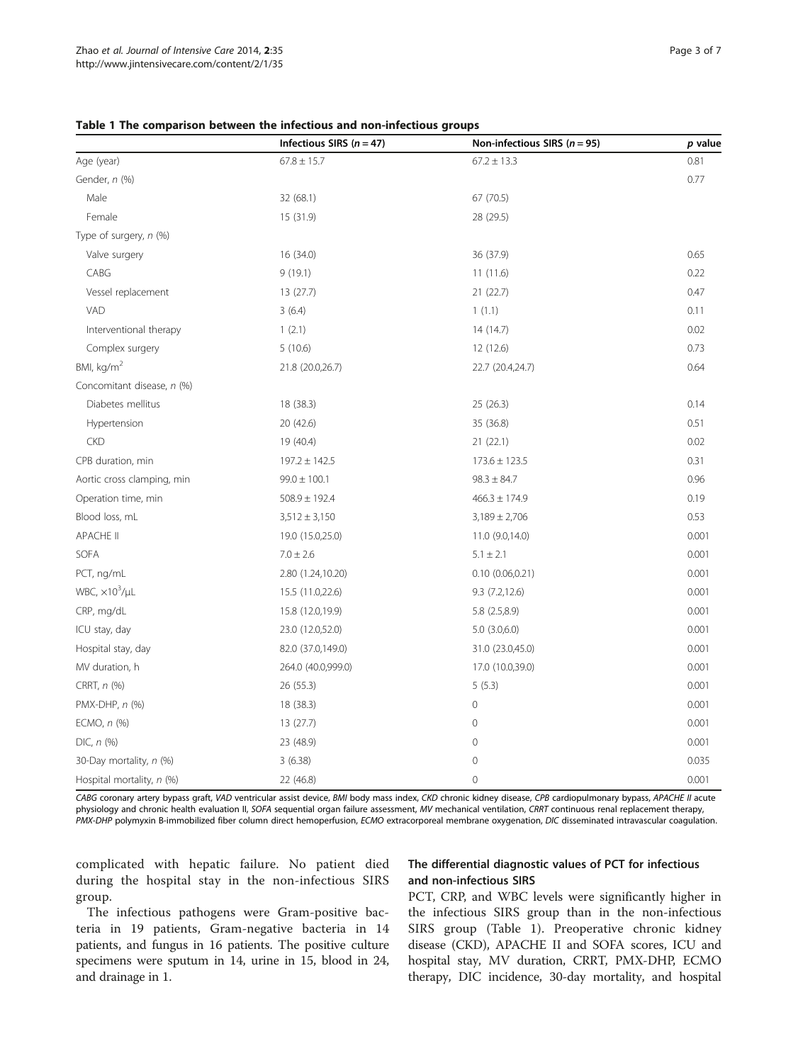**Table 1 The comparison between the infectious and non-infectious groups**

| | Infectious SIRS ($n = 47$) | Non-infectious SIRS ($n = 95$) | *p* value |
|---|---|---|---|
| Age (year) | 67.8 ± 15.7 | 67.2 ± 13.3 | 0.81 |
| Gender, *n* (%) | | | 0.77 |
| Male | 32 (68.1) | 67 (70.5) | |
| Female | 15 (31.9) | 28 (29.5) | |
| Type of surgery, *n* (%) | | | |
| Valve surgery | 16 (34.0) | 36 (37.9) | 0.65 |
| CABG | 9 (19.1) | 11 (11.6) | 0.22 |
| Vessel replacement | 13 (27.7) | 21 (22.7) | 0.47 |
| VAD | 3 (6.4) | 1 (1.1) | 0.11 |
| Interventional therapy | 1 (2.1) | 14 (14.7) | 0.02 |
| Complex surgery | 5 (10.6) | 12 (12.6) | 0.73 |
| BMI, kg/m$^2$ | 21.8 (20.0,26.7) | 22.7 (20.4,24.7) | 0.64 |
| Concomitant disease, *n* (%) | | | |
| Diabetes mellitus | 18 (38.3) | 25 (26.3) | 0.14 |
| Hypertension | 20 (42.6) | 35 (36.8) | 0.51 |
| CKD | 19 (40.4) | 21 (22.1) | 0.02 |
| CPB duration, min | 197.2 ± 142.5 | 173.6 ± 123.5 | 0.31 |
| Aortic cross clamping, min | 99.0 ± 100.1 | 98.3 ± 84.7 | 0.96 |
| Operation time, min | 508.9 ± 192.4 | 466.3 ± 174.9 | 0.19 |
| Blood loss, mL | 3,512 ± 3,150 | 3,189 ± 2,706 | 0.53 |
| APACHE II | 19.0 (15.0,25.0) | 11.0 (9.0,14.0) | 0.001 |
| SOFA | 7.0 ± 2.6 | 5.1 ± 2.1 | 0.001 |
| PCT, ng/mL | 2.80 (1.24,10.20) | 0.10 (0.06,0.21) | 0.001 |
| WBC, $\times 10^3$/μL | 15.5 (11.0,22.6) | 9.3 (7.2,12.6) | 0.001 |
| CRP, mg/dL | 15.8 (12.0,19.9) | 5.8 (2.5,8.9) | 0.001 |
| ICU stay, day | 23.0 (12.0,52.0) | 5.0 (3.0,6.0) | 0.001 |
| Hospital stay, day | 82.0 (37.0,149.0) | 31.0 (23.0,45.0) | 0.001 |
| MV duration, h | 264.0 (40.0,999.0) | 17.0 (10.0,39.0) | 0.001 |
| CRRT, *n* (%) | 26 (55.3) | 5 (5.3) | 0.001 |
| PMX-DHP, *n* (%) | 18 (38.3) | 0 | 0.001 |
| ECMO, *n* (%) | 13 (27.7) | 0 | 0.001 |
| DIC, *n* (%) | 23 (48.9) | 0 | 0.001 |
| 30-Day mortality, *n* (%) | 3 (6.38) | 0 | 0.035 |
| Hospital mortality, *n* (%) | 22 (46.8) | 0 | 0.001 |

*CABG* coronary artery bypass graft, *VAD* ventricular assist device, *BMI* body mass index, *CKD* chronic kidney disease, *CPB* cardiopulmonary bypass, *APACHE II* acute physiology and chronic health evaluation II, *SOFA* sequential organ failure assessment, *MV* mechanical ventilation, *CRRT* continuous renal replacement therapy, *PMX-DHP* polymyxin B-immobilized fiber column direct hemoperfusion, *ECMO* extracorporeal membrane oxygenation, *DIC* disseminated intravascular coagulation.

complicated with hepatic failure. No patient died during the hospital stay in the non-infectious SIRS group.

The infectious pathogens were Gram-positive bacteria in 19 patients, Gram-negative bacteria in 14 patients, and fungus in 16 patients. The positive culture specimens were sputum in 14, urine in 15, blood in 24, and drainage in 1.

### The differential diagnostic values of PCT for infectious and non-infectious SIRS

PCT, CRP, and WBC levels were significantly higher in the infectious SIRS group than in the non-infectious SIRS group (Table 1). Preoperative chronic kidney disease (CKD), APACHE II and SOFA scores, ICU and hospital stay, MV duration, CRRT, PMX-DHP, ECMO therapy, DIC incidence, 30-day mortality, and hospital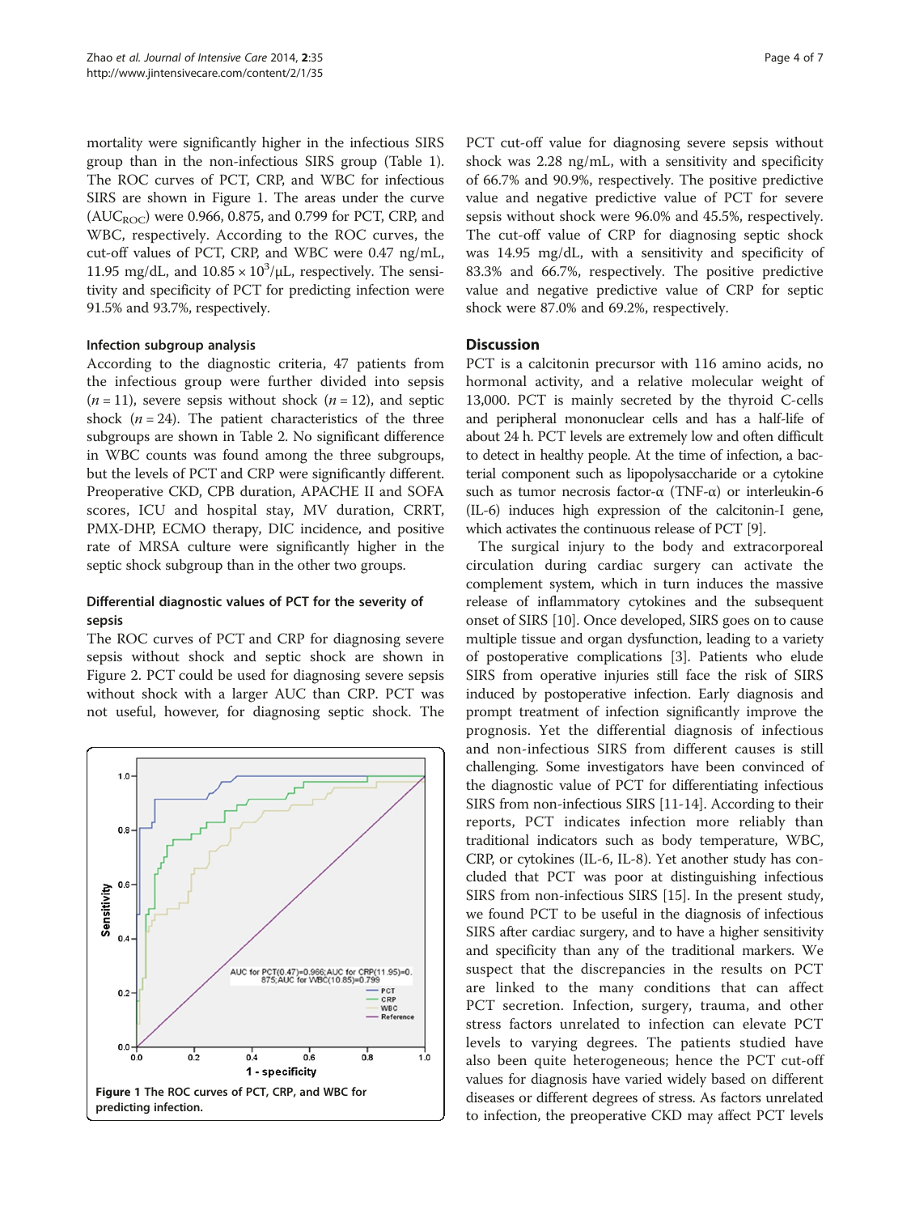mortality were significantly higher in the infectious SIRS group than in the non-infectious SIRS group (Table 1). The ROC curves of PCT, CRP, and WBC for infectious SIRS are shown in Figure 1. The areas under the curve ($AUC_{ROC}$) were 0.966, 0.875, and 0.799 for PCT, CRP, and WBC, respectively. According to the ROC curves, the cut-off values of PCT, CRP, and WBC were 0.47 ng/mL, 11.95 mg/dL, and $10.85 \times 10^3/\mu L$, respectively. The sensitivity and specificity of PCT for predicting infection were 91.5% and 93.7%, respectively.

### Infection subgroup analysis

According to the diagnostic criteria, 47 patients from the infectious group were further divided into sepsis ($n = 11$), severe sepsis without shock ($n = 12$), and septic shock ($n = 24$). The patient characteristics of the three subgroups are shown in Table 2. No significant difference in WBC counts was found among the three subgroups, but the levels of PCT and CRP were significantly different. Preoperative CKD, CPB duration, APACHE II and SOFA scores, ICU and hospital stay, MV duration, CRRT, PMX-DHP, ECMO therapy, DIC incidence, and positive rate of MRSA culture were significantly higher in the septic shock subgroup than in the other two groups.

### Differential diagnostic values of PCT for the severity of sepsis

The ROC curves of PCT and CRP for diagnosing severe sepsis without shock and septic shock are shown in Figure 2. PCT could be used for diagnosing severe sepsis without shock with a larger AUC than CRP. PCT was not useful, however, for diagnosing septic shock. The PCT cut-off value for diagnosing severe sepsis without shock was 2.28 ng/mL, with a sensitivity and specificity of 66.7% and 90.9%, respectively. The positive predictive value and negative predictive value of PCT for severe sepsis without shock were 96.0% and 45.5%, respectively. The cut-off value of CRP for diagnosing septic shock was 14.95 mg/dL, with a sensitivity and specificity of 83.3% and 66.7%, respectively. The positive predictive value and negative predictive value of CRP for septic shock were 87.0% and 69.2%, respectively.

**Figure 1** The ROC curves of PCT, CRP, and WBC for predicting infection.

## Discussion

PCT is a calcitonin precursor with 116 amino acids, no hormonal activity, and a relative molecular weight of 13,000. PCT is mainly secreted by the thyroid C-cells and peripheral mononuclear cells and has a half-life of about 24 h. PCT levels are extremely low and often difficult to detect in healthy people. At the time of infection, a bacterial component such as lipopolysaccharide or a cytokine such as tumor necrosis factor-α (TNF-α) or interleukin-6 (IL-6) induces high expression of the calcitonin-I gene, which activates the continuous release of PCT [9].

The surgical injury to the body and extracorporeal circulation during cardiac surgery can activate the complement system, which in turn induces the massive release of inflammatory cytokines and the subsequent onset of SIRS [10]. Once developed, SIRS goes on to cause multiple tissue and organ dysfunction, leading to a variety of postoperative complications [3]. Patients who elude SIRS from operative injuries still face the risk of SIRS induced by postoperative infection. Early diagnosis and prompt treatment of infection significantly improve the prognosis. Yet the differential diagnosis of infectious and non-infectious SIRS from different causes is still challenging. Some investigators have been convinced of the diagnostic value of PCT for differentiating infectious SIRS from non-infectious SIRS [11-14]. According to their reports, PCT indicates infection more reliably than traditional indicators such as body temperature, WBC, CRP, or cytokines (IL-6, IL-8). Yet another study has concluded that PCT was poor at distinguishing infectious SIRS from non-infectious SIRS [15]. In the present study, we found PCT to be useful in the diagnosis of infectious SIRS after cardiac surgery, and to have a higher sensitivity and specificity than any of the traditional markers. We suspect that the discrepancies in the results on PCT are linked to the many conditions that can affect PCT secretion. Infection, surgery, trauma, and other stress factors unrelated to infection can elevate PCT levels to varying degrees. The patients studied have also been quite heterogeneous; hence the PCT cut-off values for diagnosis have varied widely based on different diseases or different degrees of stress. As factors unrelated to infection, the preoperative CKD may affect PCT levels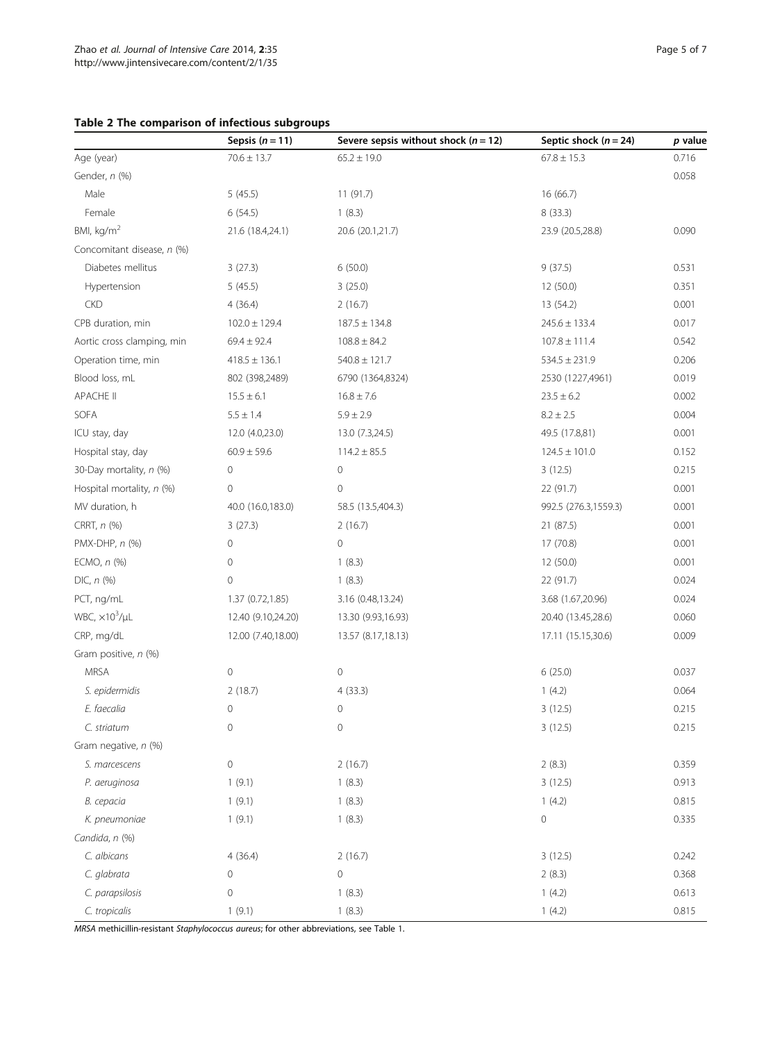**Table 2 The comparison of infectious subgroups**

| | Sepsis ($n = 11$) | Severe sepsis without shock ($n = 12$) | Septic shock ($n = 24$) | *p* value |
|---|---|---|---|---|
| Age (year) | 70.6 ± 13.7 | 65.2 ± 19.0 | 67.8 ± 15.3 | 0.716 |
| Gender, *n* (%) | | | | 0.058 |
| Male | 5 (45.5) | 11 (91.7) | 16 (66.7) | |
| Female | 6 (54.5) | 1 (8.3) | 8 (33.3) | |
| BMI, kg/m$^2$ | 21.6 (18.4,24.1) | 20.6 (20.1,21.7) | 23.9 (20.5,28.8) | 0.090 |
| Concomitant disease, *n* (%) | | | | |
| Diabetes mellitus | 3 (27.3) | 6 (50.0) | 9 (37.5) | 0.531 |
| Hypertension | 5 (45.5) | 3 (25.0) | 12 (50.0) | 0.351 |
| CKD | 4 (36.4) | 2 (16.7) | 13 (54.2) | 0.001 |
| CPB duration, min | 102.0 ± 129.4 | 187.5 ± 134.8 | 245.6 ± 133.4 | 0.017 |
| Aortic cross clamping, min | 69.4 ± 92.4 | 108.8 ± 84.2 | 107.8 ± 111.4 | 0.542 |
| Operation time, min | 418.5 ± 136.1 | 540.8 ± 121.7 | 534.5 ± 231.9 | 0.206 |
| Blood loss, mL | 802 (398,2489) | 6790 (1364,8324) | 2530 (1227,4961) | 0.019 |
| APACHE II | 15.5 ± 6.1 | 16.8 ± 7.6 | 23.5 ± 6.2 | 0.002 |
| SOFA | 5.5 ± 1.4 | 5.9 ± 2.9 | 8.2 ± 2.5 | 0.004 |
| ICU stay, day | 12.0 (4.0,23.0) | 13.0 (7.3,24.5) | 49.5 (17.8,81) | 0.001 |
| Hospital stay, day | 60.9 ± 59.6 | 114.2 ± 85.5 | 124.5 ± 101.0 | 0.152 |
| 30-Day mortality, *n* (%) | 0 | 0 | 3 (12.5) | 0.215 |
| Hospital mortality, *n* (%) | 0 | 0 | 22 (91.7) | 0.001 |
| MV duration, h | 40.0 (16.0,183.0) | 58.5 (13.5,404.3) | 992.5 (276.3,1559.3) | 0.001 |
| CRRT, *n* (%) | 3 (27.3) | 2 (16.7) | 21 (87.5) | 0.001 |
| PMX-DHP, *n* (%) | 0 | 0 | 17 (70.8) | 0.001 |
| ECMO, *n* (%) | 0 | 1 (8.3) | 12 (50.0) | 0.001 |
| DIC, *n* (%) | 0 | 1 (8.3) | 22 (91.7) | 0.024 |
| PCT, ng/mL | 1.37 (0.72,1.85) | 3.16 (0.48,13.24) | 3.68 (1.67,20.96) | 0.024 |
| WBC, $\times 10^3$/μL | 12.40 (9.10,24.20) | 13.30 (9.93,16.93) | 20.40 (13.45,28.6) | 0.060 |
| CRP, mg/dL | 12.00 (7.40,18.00) | 13.57 (8.17,18.13) | 17.11 (15.15,30.6) | 0.009 |
| Gram positive, *n* (%) | | | | |
| MRSA | 0 | 0 | 6 (25.0) | 0.037 |
| *S. epidermidis* | 2 (18.7) | 4 (33.3) | 1 (4.2) | 0.064 |
| *E. faecalia* | 0 | 0 | 3 (12.5) | 0.215 |
| *C. striatum* | 0 | 0 | 3 (12.5) | 0.215 |
| Gram negative, *n* (%) | | | | |
| *S. marcescens* | 0 | 2 (16.7) | 2 (8.3) | 0.359 |
| *P. aeruginosa* | 1 (9.1) | 1 (8.3) | 3 (12.5) | 0.913 |
| *B. cepacia* | 1 (9.1) | 1 (8.3) | 1 (4.2) | 0.815 |
| *K. pneumoniae* | 1 (9.1) | 1 (8.3) | 0 | 0.335 |
| *Candida*, *n* (%) | | | | |
| *C. albicans* | 4 (36.4) | 2 (16.7) | 3 (12.5) | 0.242 |
| *C. glabrata* | 0 | 0 | 2 (8.3) | 0.368 |
| *C. parapsilosis* | 0 | 1 (8.3) | 1 (4.2) | 0.613 |
| *C. tropicalis* | 1 (9.1) | 1 (8.3) | 1 (4.2) | 0.815 |

*MRSA* methicillin-resistant *Staphylococcus aureus*; for other abbreviations, see Table 1.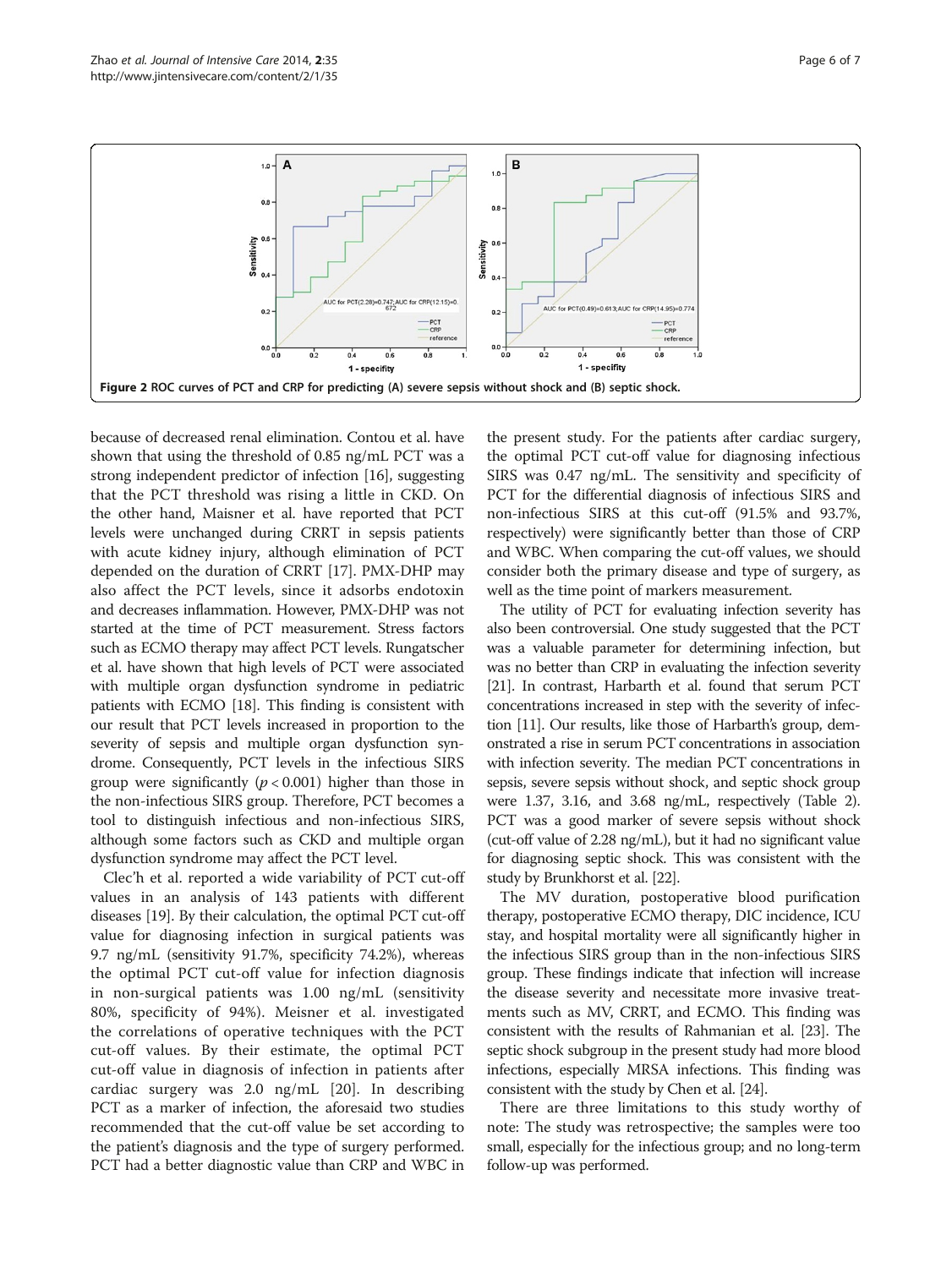Figure 2 ROC curves of PCT and CRP for predicting (A) severe sepsis without shock and (B) septic shock.

because of decreased renal elimination. Contou et al. have shown that using the threshold of 0.85 ng/mL PCT was a strong independent predictor of infection [16], suggesting that the PCT threshold was rising a little in CKD. On the other hand, Maisner et al. have reported that PCT levels were unchanged during CRRT in sepsis patients with acute kidney injury, although elimination of PCT depended on the duration of CRRT [17]. PMX-DHP may also affect the PCT levels, since it adsorbs endotoxin and decreases inflammation. However, PMX-DHP was not started at the time of PCT measurement. Stress factors such as ECMO therapy may affect PCT levels. Rungatscher et al. have shown that high levels of PCT were associated with multiple organ dysfunction syndrome in pediatric patients with ECMO [18]. This finding is consistent with our result that PCT levels increased in proportion to the severity of sepsis and multiple organ dysfunction syndrome. Consequently, PCT levels in the infectious SIRS group were significantly ($p < 0.001$) higher than those in the non-infectious SIRS group. Therefore, PCT becomes a tool to distinguish infectious and non-infectious SIRS, although some factors such as CKD and multiple organ dysfunction syndrome may affect the PCT level.

Clec'h et al. reported a wide variability of PCT cut-off values in an analysis of 143 patients with different diseases [19]. By their calculation, the optimal PCT cut-off value for diagnosing infection in surgical patients was 9.7 ng/mL (sensitivity 91.7%, specificity 74.2%), whereas the optimal PCT cut-off value for infection diagnosis in non-surgical patients was 1.00 ng/mL (sensitivity 80%, specificity of 94%). Meisner et al. investigated the correlations of operative techniques with the PCT cut-off values. By their estimate, the optimal PCT cut-off value in diagnosis of infection in patients after cardiac surgery was 2.0 ng/mL [20]. In describing PCT as a marker of infection, the aforesaid two studies recommended that the cut-off value be set according to the patient's diagnosis and the type of surgery performed. PCT had a better diagnostic value than CRP and WBC in the present study. For the patients after cardiac surgery, the optimal PCT cut-off value for diagnosing infectious SIRS was 0.47 ng/mL. The sensitivity and specificity of PCT for the differential diagnosis of infectious SIRS and non-infectious SIRS at this cut-off (91.5% and 93.7%, respectively) were significantly better than those of CRP and WBC. When comparing the cut-off values, we should consider both the primary disease and type of surgery, as well as the time point of markers measurement.

The utility of PCT for evaluating infection severity has also been controversial. One study suggested that the PCT was a valuable parameter for determining infection, but was no better than CRP in evaluating the infection severity [21]. In contrast, Harbarth et al. found that serum PCT concentrations increased in step with the severity of infection [11]. Our results, like those of Harbarth's group, demonstrated a rise in serum PCT concentrations in association with infection severity. The median PCT concentrations in sepsis, severe sepsis without shock, and septic shock group were 1.37, 3.16, and 3.68 ng/mL, respectively (Table 2). PCT was a good marker of severe sepsis without shock (cut-off value of 2.28 ng/mL), but it had no significant value for diagnosing septic shock. This was consistent with the study by Brunkhorst et al. [22].

The MV duration, postoperative blood purification therapy, postoperative ECMO therapy, DIC incidence, ICU stay, and hospital mortality were all significantly higher in the infectious SIRS group than in the non-infectious SIRS group. These findings indicate that infection will increase the disease severity and necessitate more invasive treatments such as MV, CRRT, and ECMO. This finding was consistent with the results of Rahmanian et al. [23]. The septic shock subgroup in the present study had more blood infections, especially MRSA infections. This finding was consistent with the study by Chen et al. [24].

There are three limitations to this study worthy of note: The study was retrospective; the samples were too small, especially for the infectious group; and no long-term follow-up was performed.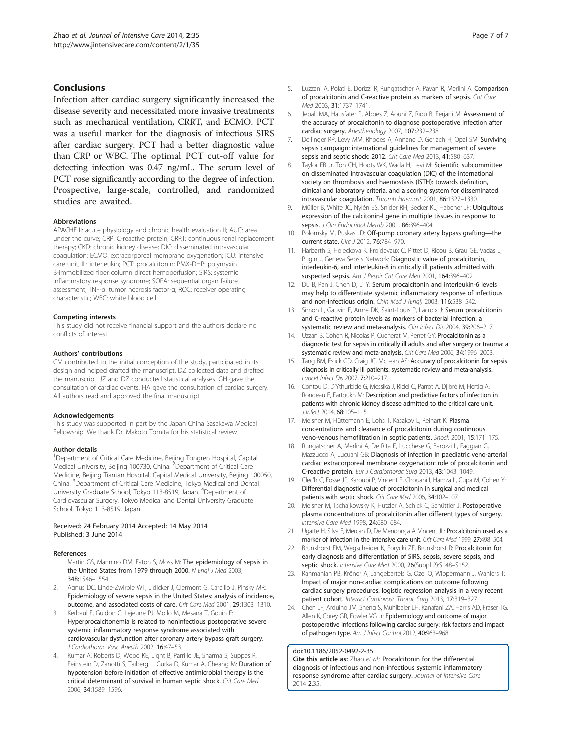## Conclusions

Infection after cardiac surgery significantly increased the disease severity and necessitated more invasive treatments such as mechanical ventilation, CRRT, and ECMO. PCT was a useful marker for the diagnosis of infectious SIRS after cardiac surgery. PCT had a better diagnostic value than CRP or WBC. The optimal PCT cut-off value for detecting infection was 0.47 ng/mL. The serum level of PCT rose significantly according to the degree of infection. Prospective, large-scale, controlled, and randomized studies are awaited.

#### Abbreviations

APACHE II: acute physiology and chronic health evaluation II; AUC: area under the curve; CRP: C-reactive protein; CRRT: continuous renal replacement therapy; CKD: chronic kidney disease; DIC: disseminated intravascular coagulation; ECMO: extracorporeal membrane oxygenation; ICU: intensive care unit; IL: interleukin; PCT: procalcitonin; PMX-DHP: polymyxin B-immobilized fiber column direct hemoperfusion; SIRS: systemic inflammatory response syndrome; SOFA: sequential organ failure assessment; TNF-α: tumor necrosis factor-α; ROC: receiver operating characteristic; WBC: white blood cell.

#### Competing interests

This study did not receive financial support and the authors declare no conflicts of interest.

#### Authors' contributions

CM contributed to the initial conception of the study, participated in its design and helped drafted the manuscript. DZ collected data and drafted the manuscript. JZ and DZ conducted statistical analyses. GH gave the consultation of cardiac events. HA gave the consultation of cardiac surgery. All authors read and approved the final manuscript.

#### Acknowledgements

This study was supported in part by the Japan China Sasakawa Medical Fellowship. We thank Dr. Makoto Tomita for his statistical review.

#### Author details

[1]Department of Critical Care Medicine, Beijing Tongren Hospital, Capital Medical University, Beijing 100730, China. [2]Department of Critical Care Medicine, Beijing Tiantan Hospital, Capital Medical University, Beijing 100050, China. [3]Department of Critical Care Medicine, Tokyo Medical and Dental University Graduate School, Tokyo 113-8519, Japan. [4]Department of Cardiovascular Surgery, Tokyo Medical and Dental University Graduate School, Tokyo 113-8519, Japan.

Received: 24 February 2014 Accepted: 14 May 2014
Published: 3 June 2014

#### References

1. Martin GS, Mannino DM, Eaton S, Moss M: The epidemiology of sepsis in the United States from 1979 through 2000. *N Engl J Med* 2003, 348:1546–1554.
2. Agnus DC, Linde-Zwirble WT, Lidicker J, Clermont G, Carcillo J, Pinsky MR: Epidemiology of severe sepsis in the United States: analysis of incidence, outcome, and associated costs of care. *Crit Care Med* 2001, 29:1303–1310.
3. Kerbaul F, Guidon C, Lejeune PJ, Mollo M, Mesana T, Gouin F: Hyperprocalcitonemia is related to noninfectious postoperative severe systemic inflammatory response syndrome associated with cardiovascular dysfunction after coronary artery bypass graft surgery. *J Cardiothorac Vasc Anesth* 2002, 16:47–53.
4. Kumar A, Roberts D, Wood KE, Light B, Parrillo JE, Sharma S, Suppes R, Feinstein D, Zanotti S, Taiberg L, Gurka D, Kumar A, Cheang M: Duration of hypotension before initiation of effective antimicrobial therapy is the critical determinant of survival in human septic shock. *Crit Care Med* 2006, 34:1589–1596.
5. Luzzani A, Polati E, Dorizzi R, Rungatscher A, Pavan R, Merlini A: Comparison of procalcitonin and C-reactive protein as markers of sepsis. *Crit Care Med* 2003, 31:1737–1741.
6. Jebali MA, Hausfater P, Abbes Z, Aouni Z, Riou B, Ferjani M: Assessment of the accuracy of procalcitonin to diagnose postoperative infection after cardiac surgery. *Anesthesiology* 2007, 107:232–238.
7. Dellinger RP, Levy MM, Rhodes A, Annane D, Gerlach H, Opal SM: Surviving sepsis campaign: international guidelines for management of severe sepsis and septic shock: 2012. *Crit Care Med* 2013, 41:580–637.
8. Taylor FB Jr, Toh CH, Hoots WK, Wada H, Levi M: Scientific subcommittee on disseminated intravascular coagulation (DIC) of the international society on thrombosis and haemostasis (ISTH): towards definition, clinical and laboratory criteria, and a scoring system for disseminated intravascular coagulation. *Thromb Haemost* 2001, 86:1327–1330.
9. Müller B, White JC, Nylén ES, Snider RH, Becker KL, Habener JF: Ubiquitous expression of the calcitonin-I gene in multiple tissues in response to sepsis. *J Clin Endocrinol Metab* 2001, 86:396–404.
10. Polomsky M, Puskas JD: Off-pump coronary artery bypass grafting—the current state. *Circ J* 2012, 76:784–970.
11. Harbarth S, Holeckova K, Froidevaux C, Pittet D, Ricou B, Grau GE, Vadas L, Pugin J, Geneva Sepsis Network: Diagnostic value of procalcitonin, interleukin-6, and interleukin-8 in critically ill patients admitted with suspected sepsis. *Am J Respir Crit Care Med* 2001, 164:396–402.
12. Du B, Pan J, Chen D, Li Y: Serum procalcitonin and interleukin-6 levels may help to differentiate systemic inflammatory response of infectious and non-infectious origin. *Chin Med J (Engl)* 2003, 116:538–542.
13. Simon L, Gauvin F, Amre DK, Saint-Louis P, Lacroix J: Serum procalcitonin and C-reactive protein levels as markers of bacterial infection: a systematic review and meta-analysis. *Clin Infect Dis* 2004, 39:206–217.
14. Uzzan B, Cohen R, Nicolas P, Cucherat M, Perret GY: Procalcitonin as a diagnostic test for sepsis in critically ill adults and after surgery or trauma: a systematic review and meta-analysis. *Crit Care Med* 2006, 34:1996–2003.
15. Tang BM, Eslick GD, Craig JC, McLean AS: Accuracy of procalcitonin for sepsis diagnosis in critically ill patients: systematic review and meta-analysis. *Lancet Infect Dis* 2007, 7:210–217.
16. Contou D, D'Ythurbide G, Messika J, Ridel C, Parrot A, Djibré M, Hertig A, Rondeau E, Fartoukh M: Description and predictive factors of infection in patients with chronic kidney disease admitted to the critical care unit. *J Infect* 2014, 68:105–115.
17. Meisner M, Hüttemann E, Lohs T, Kasakov L, Reihart K: Plasma concentrations and clearance of procalcitonin during continuous veno-venous hemofiltration in septic patients. *Shock* 2001, 15:171–175.
18. Rungatscher A, Merlini A, De Rita F, Lucchese G, Barozzi L, Faggian G, Mazzucco A, Lucuani GB: Diagnosis of infection in paediatric veno-arterial cardiac extracorporeal membrane oxygenation: role of procalcitonin and C-reactive protein. *Eur J Cardiothorac Surg* 2013, 43:1043–1049.
19. Clec'h C, Fosse JP, Karoubi P, Vincent F, Chouahi I, Hamza L, Cupa M, Cohen Y: Differential diagnostic value of procalcitonin in surgical and medical patients with septic shock. *Crit Care Med* 2006, 34:102–107.
20. Meisner M, Tschaikowsky K, Hutzler A, Schick C, Schüttler J: Postoperative plasma concentrations of procalcitonin after different types of surgery. *Intensive Care Med* 1998, 24:680–684.
21. Ugarte H, Silva E, Mercan D, De Mendonça A, Vincent JL: Procalcitonin used as a marker of infection in the intensive care unit. *Crit Care Med* 1999, 27:498–504.
22. Brunkhorst FM, Wegscheider K, Forycki ZF, Brunkhorst R: Procalcitonin for early diagnosis and differentiation of SIRS, sepsis, severe sepsis, and septic shock. *Intensive Care Med* 2000, 26(Suppl 2):S148–S152.
23. Rahmanian PB, Kröner A, Langebartels G, Ozel O, Wippermann J, Wahlers T: Impact of major non-cardiac complications on outcome following cardiac surgery procedures: logistic regression analysis in a very recent patient cohort. *Interact Cardiovasc Thorac Surg* 2013, 17:319–327.
24. Chen LF, Arduino JM, Sheng S, Muhlbaier LH, Kanafani ZA, Harris AD, Fraser TG, Allen K, Corey GR, Fowler VG Jr: Epidemiology and outcome of major postoperative infections following cardiac surgery: risk factors and impact of pathogen type. *Am J Infect Control* 2012, 40:963–968.

doi:10.1186/2052-0492-2-35

**Cite this article as:** Zhao *et al.*: Procalcitonin for the differential diagnosis of infectious and non-infectious systemic inflammatory response syndrome after cardiac surgery. *Journal of Intensive Care* 2014 2:35.